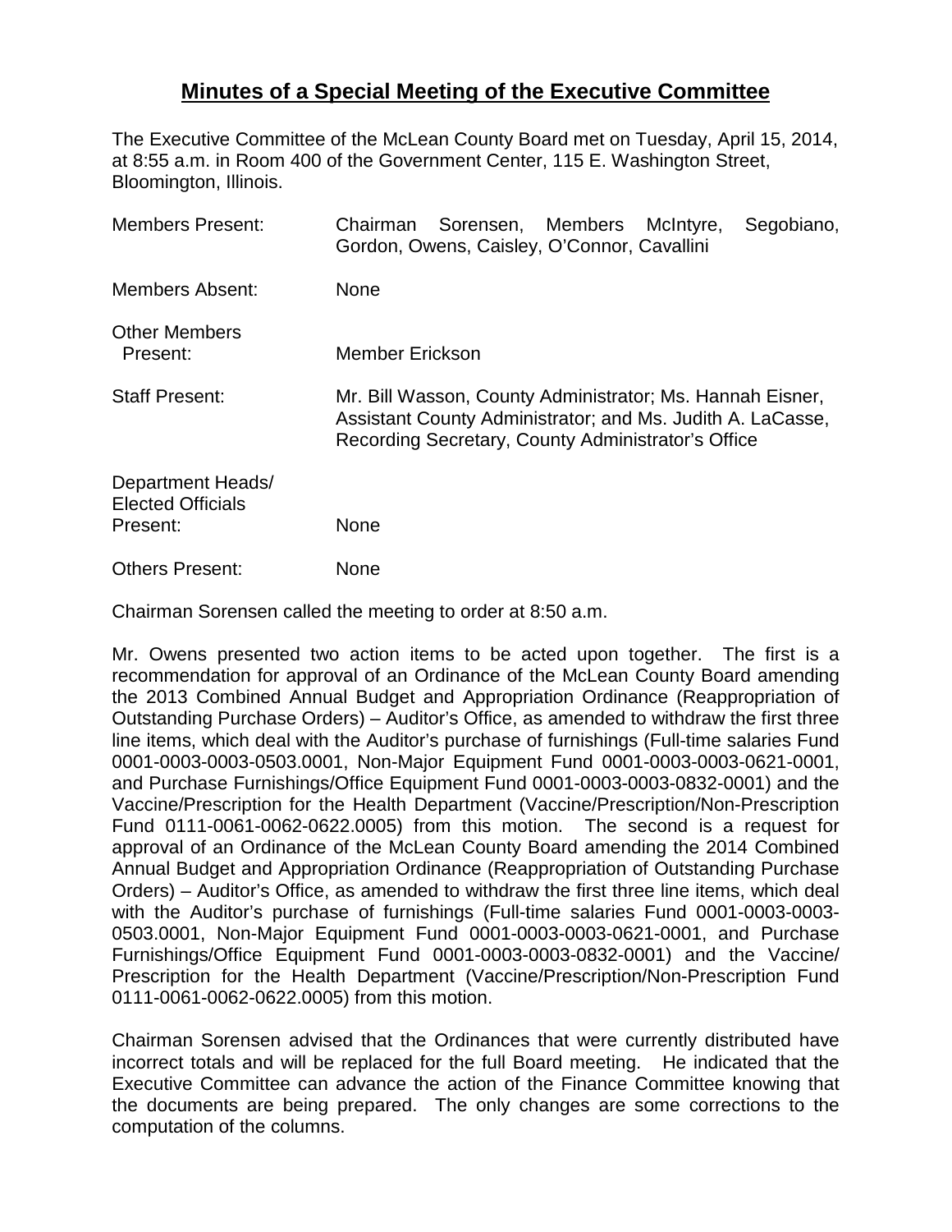# Minutes of a Special Meeting of the Executive Committee

The Executive Committee of the McLean County Board met on Tuesday, April 15, 2014, at 8:55 a.m. in Room 400 of the Government Center, 115 E. Washington Street, Bloomington, Illinois.

| | |
|---|---|
| Members Present: | Chairman Sorensen, Members McIntyre, Segobiano, Gordon, Owens, Caisley, O'Connor, Cavallini |
| Members Absent: | None |
| Other Members Present: | Member Erickson |
| Staff Present: | Mr. Bill Wasson, County Administrator; Ms. Hannah Eisner, Assistant County Administrator; and Ms. Judith A. LaCasse, Recording Secretary, County Administrator's Office |
| Department Heads/ Elected Officials Present: | None |
| Others Present: | None |

Chairman Sorensen called the meeting to order at 8:50 a.m.

Mr. Owens presented two action items to be acted upon together. The first is a recommendation for approval of an Ordinance of the McLean County Board amending the 2013 Combined Annual Budget and Appropriation Ordinance (Reappropriation of Outstanding Purchase Orders) – Auditor's Office, as amended to withdraw the first three line items, which deal with the Auditor's purchase of furnishings (Full-time salaries Fund 0001-0003-0003-0503.0001, Non-Major Equipment Fund 0001-0003-0003-0621-0001, and Purchase Furnishings/Office Equipment Fund 0001-0003-0003-0832-0001) and the Vaccine/Prescription for the Health Department (Vaccine/Prescription/Non-Prescription Fund 0111-0061-0062-0622.0005) from this motion. The second is a request for approval of an Ordinance of the McLean County Board amending the 2014 Combined Annual Budget and Appropriation Ordinance (Reappropriation of Outstanding Purchase Orders) – Auditor's Office, as amended to withdraw the first three line items, which deal with the Auditor's purchase of furnishings (Full-time salaries Fund 0001-0003-0003-0503.0001, Non-Major Equipment Fund 0001-0003-0003-0621-0001, and Purchase Furnishings/Office Equipment Fund 0001-0003-0003-0832-0001) and the Vaccine/ Prescription for the Health Department (Vaccine/Prescription/Non-Prescription Fund 0111-0061-0062-0622.0005) from this motion.

Chairman Sorensen advised that the Ordinances that were currently distributed have incorrect totals and will be replaced for the full Board meeting. He indicated that the Executive Committee can advance the action of the Finance Committee knowing that the documents are being prepared. The only changes are some corrections to the computation of the columns.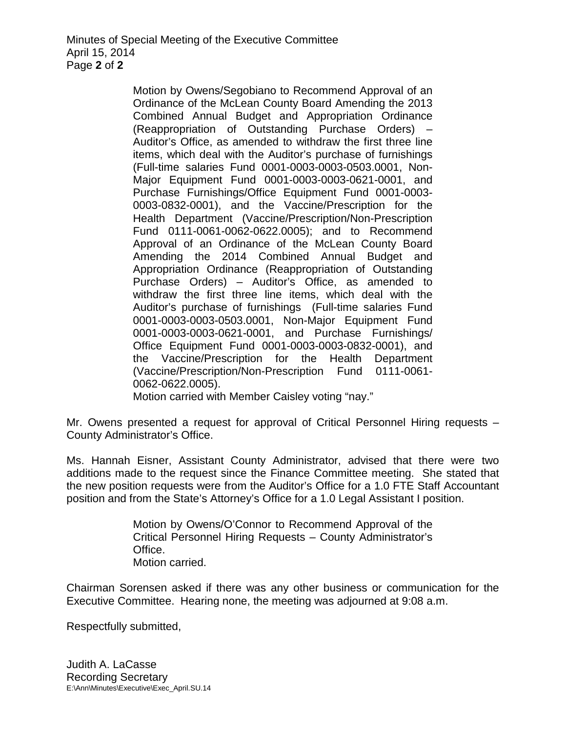Motion by Owens/Segobiano to Recommend Approval of an Ordinance of the McLean County Board Amending the 2013 Combined Annual Budget and Appropriation Ordinance (Reappropriation of Outstanding Purchase Orders) – Auditor's Office, as amended to withdraw the first three line items, which deal with the Auditor's purchase of furnishings (Full-time salaries Fund 0001-0003-0003-0503.0001, Non-Major Equipment Fund 0001-0003-0003-0621-0001, and Purchase Furnishings/Office Equipment Fund 0001-0003-0003-0832-0001), and the Vaccine/Prescription for the Health Department (Vaccine/Prescription/Non-Prescription Fund 0111-0061-0062-0622.0005); and to Recommend Approval of an Ordinance of the McLean County Board Amending the 2014 Combined Annual Budget and Appropriation Ordinance (Reappropriation of Outstanding Purchase Orders) – Auditor's Office, as amended to withdraw the first three line items, which deal with the Auditor's purchase of furnishings (Full-time salaries Fund 0001-0003-0003-0503.0001, Non-Major Equipment Fund 0001-0003-0003-0621-0001, and Purchase Furnishings/ Office Equipment Fund 0001-0003-0003-0832-0001), and the Vaccine/Prescription for the Health Department (Vaccine/Prescription/Non-Prescription Fund 0111-0061-0062-0622.0005).
Motion carried with Member Caisley voting "nay."

Mr. Owens presented a request for approval of Critical Personnel Hiring requests – County Administrator's Office.

Ms. Hannah Eisner, Assistant County Administrator, advised that there were two additions made to the request since the Finance Committee meeting. She stated that the new position requests were from the Auditor's Office for a 1.0 FTE Staff Accountant position and from the State's Attorney's Office for a 1.0 Legal Assistant I position.

Motion by Owens/O'Connor to Recommend Approval of the Critical Personnel Hiring Requests – County Administrator's Office.
Motion carried.

Chairman Sorensen asked if there was any other business or communication for the Executive Committee. Hearing none, the meeting was adjourned at 9:08 a.m.

Respectfully submitted,

Judith A. LaCasse
Recording Secretary
E:\Ann\Minutes\Executive\Exec_April.SU.14